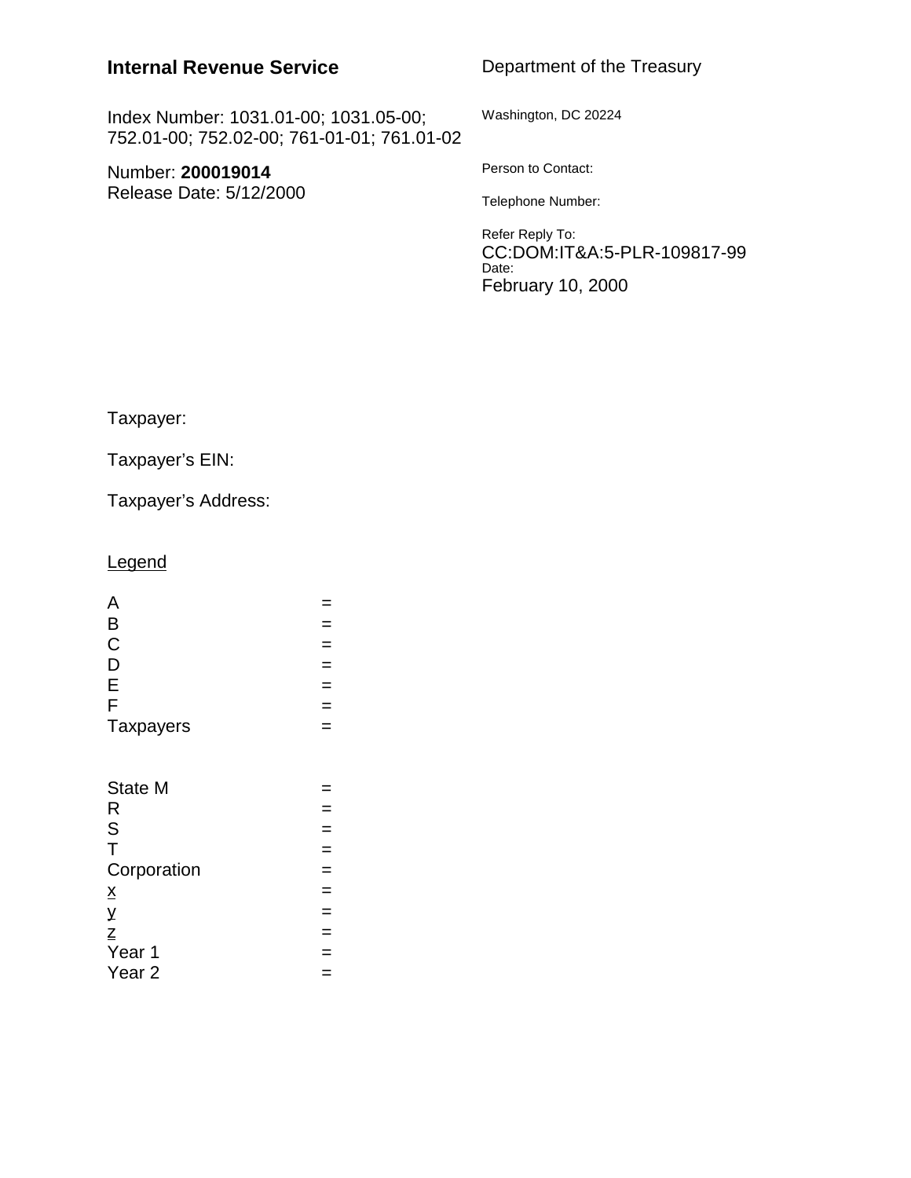**Internal Revenue Service**

Department of the Treasury

Washington, DC 20224

Index Number: 1031.01-00; 1031.05-00; 752.01-00; 752.02-00; 761-01-01; 761.01-02

Number: **200019014**
Release Date: 5/12/2000

Person to Contact:

Telephone Number:

Refer Reply To:
CC:DOM:IT&A:5-PLR-109817-99
Date:
February 10, 2000

Taxpayer:

Taxpayer's EIN:

Taxpayer's Address:

Legend

A =
B =
C =
D =
E =
F =
Taxpayers =

State M =
R =
S =
T =
Corporation =
x =
y =
z =
Year 1 =
Year 2 =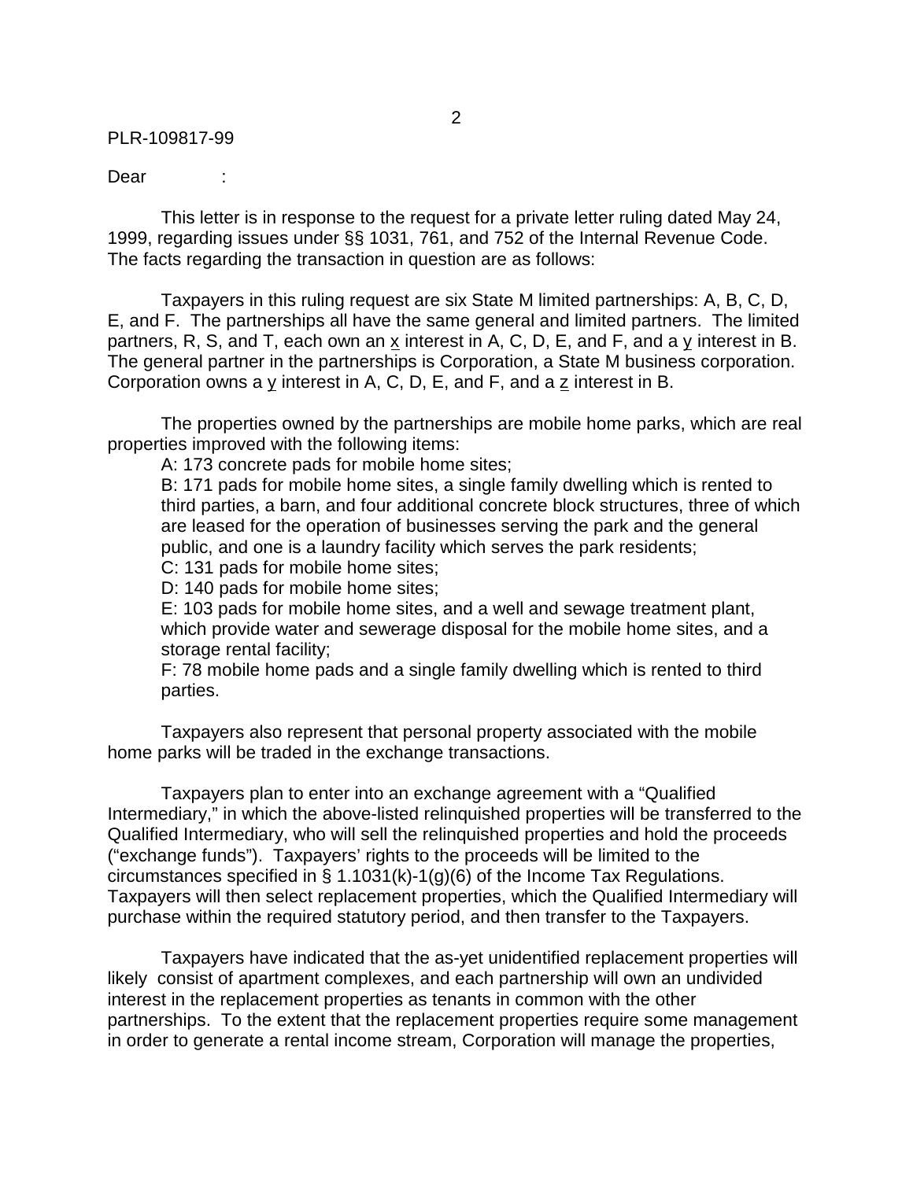PLR-109817-99

Dear :

This letter is in response to the request for a private letter ruling dated May 24, 1999, regarding issues under §§ 1031, 761, and 752 of the Internal Revenue Code. The facts regarding the transaction in question are as follows:

Taxpayers in this ruling request are six State M limited partnerships: A, B, C, D, E, and F. The partnerships all have the same general and limited partners. The limited partners, R, S, and T, each own an x interest in A, C, D, E, and F, and a y interest in B. The general partner in the partnerships is Corporation, a State M business corporation. Corporation owns a y interest in A, C, D, E, and F, and a z interest in B.

The properties owned by the partnerships are mobile home parks, which are real properties improved with the following items:

A: 173 concrete pads for mobile home sites;

B: 171 pads for mobile home sites, a single family dwelling which is rented to third parties, a barn, and four additional concrete block structures, three of which are leased for the operation of businesses serving the park and the general public, and one is a laundry facility which serves the park residents;

C: 131 pads for mobile home sites;

D: 140 pads for mobile home sites;

E: 103 pads for mobile home sites, and a well and sewage treatment plant, which provide water and sewerage disposal for the mobile home sites, and a storage rental facility;

F: 78 mobile home pads and a single family dwelling which is rented to third parties.

Taxpayers also represent that personal property associated with the mobile home parks will be traded in the exchange transactions.

Taxpayers plan to enter into an exchange agreement with a "Qualified Intermediary," in which the above-listed relinquished properties will be transferred to the Qualified Intermediary, who will sell the relinquished properties and hold the proceeds ("exchange funds"). Taxpayers' rights to the proceeds will be limited to the circumstances specified in § 1.1031(k)-1(g)(6) of the Income Tax Regulations. Taxpayers will then select replacement properties, which the Qualified Intermediary will purchase within the required statutory period, and then transfer to the Taxpayers.

Taxpayers have indicated that the as-yet unidentified replacement properties will likely consist of apartment complexes, and each partnership will own an undivided interest in the replacement properties as tenants in common with the other partnerships. To the extent that the replacement properties require some management in order to generate a rental income stream, Corporation will manage the properties,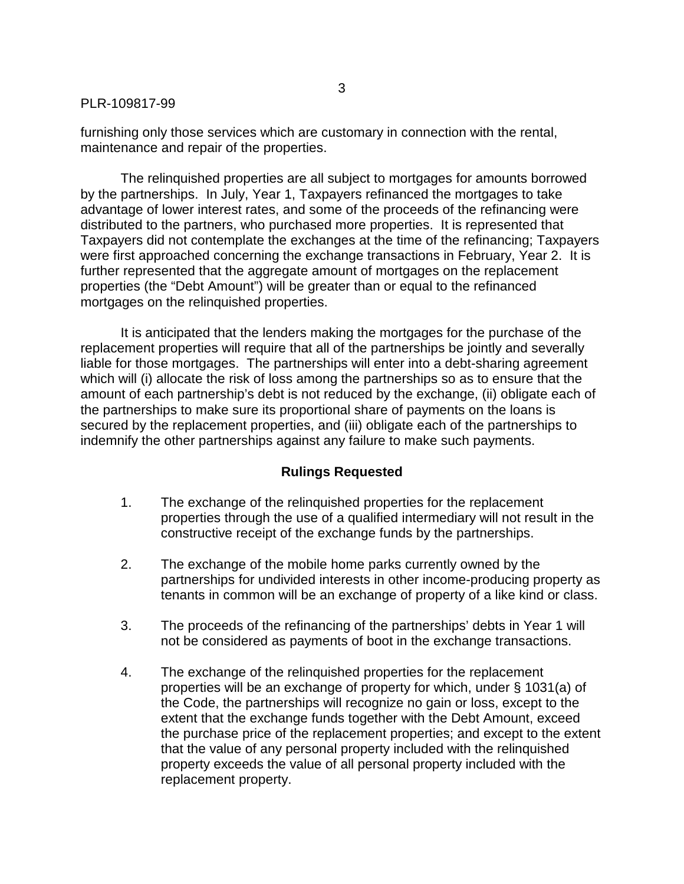furnishing only those services which are customary in connection with the rental, maintenance and repair of the properties.

The relinquished properties are all subject to mortgages for amounts borrowed by the partnerships. In July, Year 1, Taxpayers refinanced the mortgages to take advantage of lower interest rates, and some of the proceeds of the refinancing were distributed to the partners, who purchased more properties. It is represented that Taxpayers did not contemplate the exchanges at the time of the refinancing; Taxpayers were first approached concerning the exchange transactions in February, Year 2. It is further represented that the aggregate amount of mortgages on the replacement properties (the "Debt Amount") will be greater than or equal to the refinanced mortgages on the relinquished properties.

It is anticipated that the lenders making the mortgages for the purchase of the replacement properties will require that all of the partnerships be jointly and severally liable for those mortgages. The partnerships will enter into a debt-sharing agreement which will (i) allocate the risk of loss among the partnerships so as to ensure that the amount of each partnership's debt is not reduced by the exchange, (ii) obligate each of the partnerships to make sure its proportional share of payments on the loans is secured by the replacement properties, and (iii) obligate each of the partnerships to indemnify the other partnerships against any failure to make such payments.

**Rulings Requested**

1. The exchange of the relinquished properties for the replacement properties through the use of a qualified intermediary will not result in the constructive receipt of the exchange funds by the partnerships.

2. The exchange of the mobile home parks currently owned by the partnerships for undivided interests in other income-producing property as tenants in common will be an exchange of property of a like kind or class.

3. The proceeds of the refinancing of the partnerships' debts in Year 1 will not be considered as payments of boot in the exchange transactions.

4. The exchange of the relinquished properties for the replacement properties will be an exchange of property for which, under § 1031(a) of the Code, the partnerships will recognize no gain or loss, except to the extent that the exchange funds together with the Debt Amount, exceed the purchase price of the replacement properties; and except to the extent that the value of any personal property included with the relinquished property exceeds the value of all personal property included with the replacement property.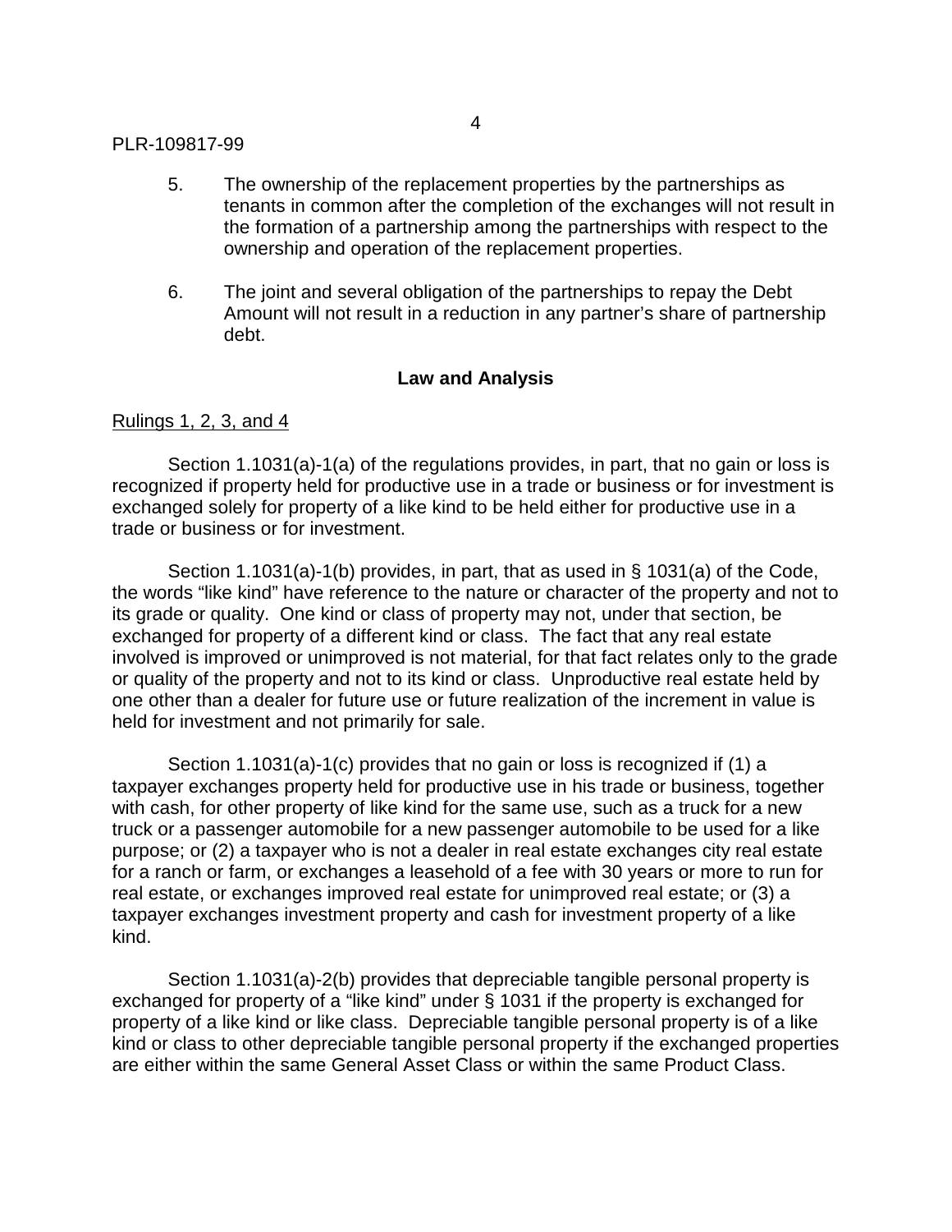5. The ownership of the replacement properties by the partnerships as tenants in common after the completion of the exchanges will not result in the formation of a partnership among the partnerships with respect to the ownership and operation of the replacement properties.

6. The joint and several obligation of the partnerships to repay the Debt Amount will not result in a reduction in any partner's share of partnership debt.

## Law and Analysis

Rulings 1, 2, 3, and 4

Section 1.1031(a)-1(a) of the regulations provides, in part, that no gain or loss is recognized if property held for productive use in a trade or business or for investment is exchanged solely for property of a like kind to be held either for productive use in a trade or business or for investment.

Section 1.1031(a)-1(b) provides, in part, that as used in § 1031(a) of the Code, the words "like kind" have reference to the nature or character of the property and not to its grade or quality. One kind or class of property may not, under that section, be exchanged for property of a different kind or class. The fact that any real estate involved is improved or unimproved is not material, for that fact relates only to the grade or quality of the property and not to its kind or class. Unproductive real estate held by one other than a dealer for future use or future realization of the increment in value is held for investment and not primarily for sale.

Section 1.1031(a)-1(c) provides that no gain or loss is recognized if (1) a taxpayer exchanges property held for productive use in his trade or business, together with cash, for other property of like kind for the same use, such as a truck for a new truck or a passenger automobile for a new passenger automobile to be used for a like purpose; or (2) a taxpayer who is not a dealer in real estate exchanges city real estate for a ranch or farm, or exchanges a leasehold of a fee with 30 years or more to run for real estate, or exchanges improved real estate for unimproved real estate; or (3) a taxpayer exchanges investment property and cash for investment property of a like kind.

Section 1.1031(a)-2(b) provides that depreciable tangible personal property is exchanged for property of a "like kind" under § 1031 if the property is exchanged for property of a like kind or like class. Depreciable tangible personal property is of a like kind or class to other depreciable tangible personal property if the exchanged properties are either within the same General Asset Class or within the same Product Class.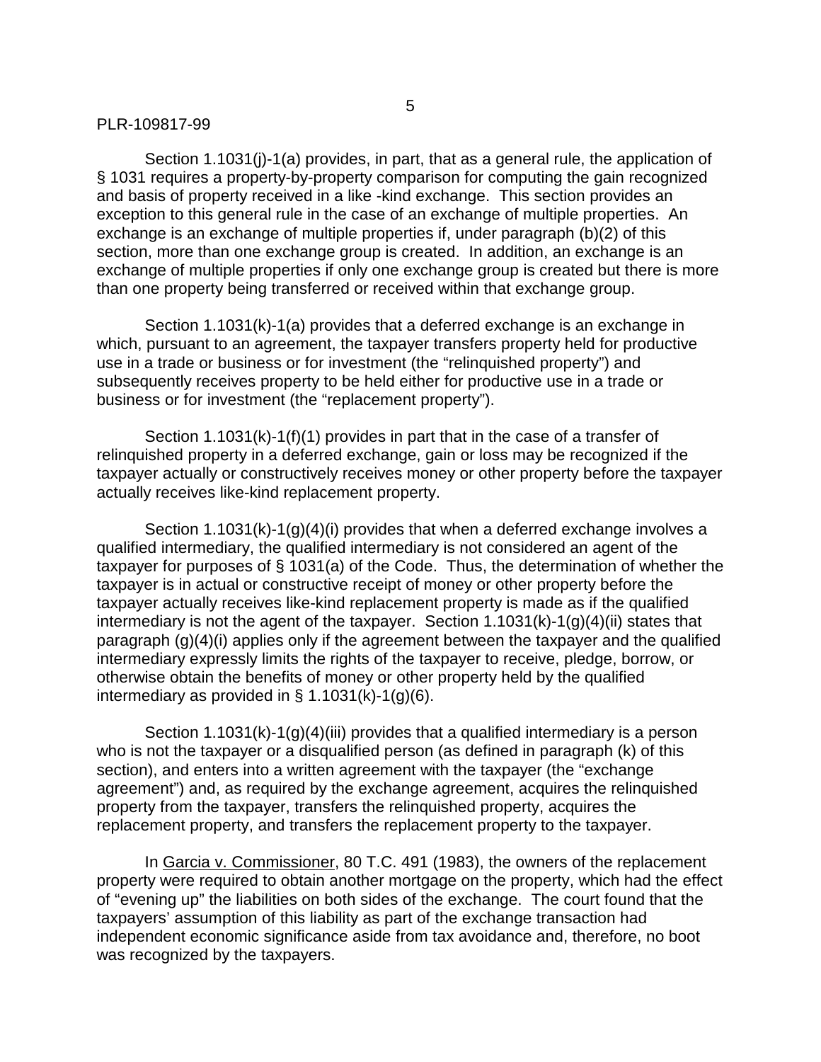Section 1.1031(j)-1(a) provides, in part, that as a general rule, the application of § 1031 requires a property-by-property comparison for computing the gain recognized and basis of property received in a like -kind exchange. This section provides an exception to this general rule in the case of an exchange of multiple properties. An exchange is an exchange of multiple properties if, under paragraph (b)(2) of this section, more than one exchange group is created. In addition, an exchange is an exchange of multiple properties if only one exchange group is created but there is more than one property being transferred or received within that exchange group.

Section 1.1031(k)-1(a) provides that a deferred exchange is an exchange in which, pursuant to an agreement, the taxpayer transfers property held for productive use in a trade or business or for investment (the "relinquished property") and subsequently receives property to be held either for productive use in a trade or business or for investment (the "replacement property").

Section 1.1031(k)-1(f)(1) provides in part that in the case of a transfer of relinquished property in a deferred exchange, gain or loss may be recognized if the taxpayer actually or constructively receives money or other property before the taxpayer actually receives like-kind replacement property.

Section 1.1031(k)-1(g)(4)(i) provides that when a deferred exchange involves a qualified intermediary, the qualified intermediary is not considered an agent of the taxpayer for purposes of § 1031(a) of the Code. Thus, the determination of whether the taxpayer is in actual or constructive receipt of money or other property before the taxpayer actually receives like-kind replacement property is made as if the qualified intermediary is not the agent of the taxpayer. Section 1.1031(k)-1(g)(4)(ii) states that paragraph (g)(4)(i) applies only if the agreement between the taxpayer and the qualified intermediary expressly limits the rights of the taxpayer to receive, pledge, borrow, or otherwise obtain the benefits of money or other property held by the qualified intermediary as provided in § 1.1031(k)-1(g)(6).

Section 1.1031(k)-1(g)(4)(iii) provides that a qualified intermediary is a person who is not the taxpayer or a disqualified person (as defined in paragraph (k) of this section), and enters into a written agreement with the taxpayer (the "exchange agreement") and, as required by the exchange agreement, acquires the relinquished property from the taxpayer, transfers the relinquished property, acquires the replacement property, and transfers the replacement property to the taxpayer.

In Garcia v. Commissioner, 80 T.C. 491 (1983), the owners of the replacement property were required to obtain another mortgage on the property, which had the effect of "evening up" the liabilities on both sides of the exchange. The court found that the taxpayers' assumption of this liability as part of the exchange transaction had independent economic significance aside from tax avoidance and, therefore, no boot was recognized by the taxpayers.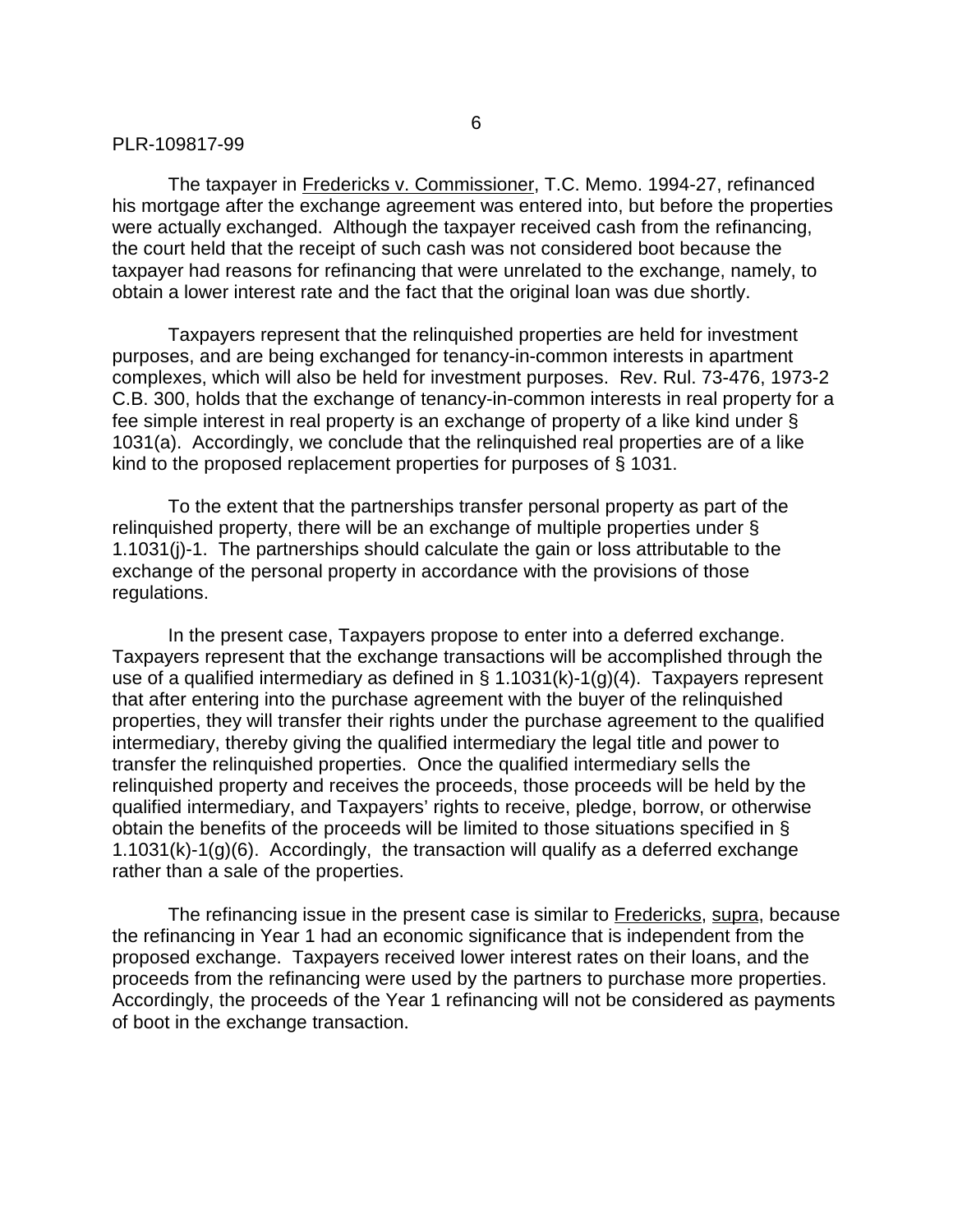The taxpayer in Fredericks v. Commissioner, T.C. Memo. 1994-27, refinanced his mortgage after the exchange agreement was entered into, but before the properties were actually exchanged. Although the taxpayer received cash from the refinancing, the court held that the receipt of such cash was not considered boot because the taxpayer had reasons for refinancing that were unrelated to the exchange, namely, to obtain a lower interest rate and the fact that the original loan was due shortly.

Taxpayers represent that the relinquished properties are held for investment purposes, and are being exchanged for tenancy-in-common interests in apartment complexes, which will also be held for investment purposes. Rev. Rul. 73-476, 1973-2 C.B. 300, holds that the exchange of tenancy-in-common interests in real property for a fee simple interest in real property is an exchange of property of a like kind under § 1031(a). Accordingly, we conclude that the relinquished real properties are of a like kind to the proposed replacement properties for purposes of § 1031.

To the extent that the partnerships transfer personal property as part of the relinquished property, there will be an exchange of multiple properties under § 1.1031(j)-1. The partnerships should calculate the gain or loss attributable to the exchange of the personal property in accordance with the provisions of those regulations.

In the present case, Taxpayers propose to enter into a deferred exchange. Taxpayers represent that the exchange transactions will be accomplished through the use of a qualified intermediary as defined in § 1.1031(k)-1(g)(4). Taxpayers represent that after entering into the purchase agreement with the buyer of the relinquished properties, they will transfer their rights under the purchase agreement to the qualified intermediary, thereby giving the qualified intermediary the legal title and power to transfer the relinquished properties. Once the qualified intermediary sells the relinquished property and receives the proceeds, those proceeds will be held by the qualified intermediary, and Taxpayers' rights to receive, pledge, borrow, or otherwise obtain the benefits of the proceeds will be limited to those situations specified in § 1.1031(k)-1(g)(6). Accordingly, the transaction will qualify as a deferred exchange rather than a sale of the properties.

The refinancing issue in the present case is similar to Fredericks, supra, because the refinancing in Year 1 had an economic significance that is independent from the proposed exchange. Taxpayers received lower interest rates on their loans, and the proceeds from the refinancing were used by the partners to purchase more properties. Accordingly, the proceeds of the Year 1 refinancing will not be considered as payments of boot in the exchange transaction.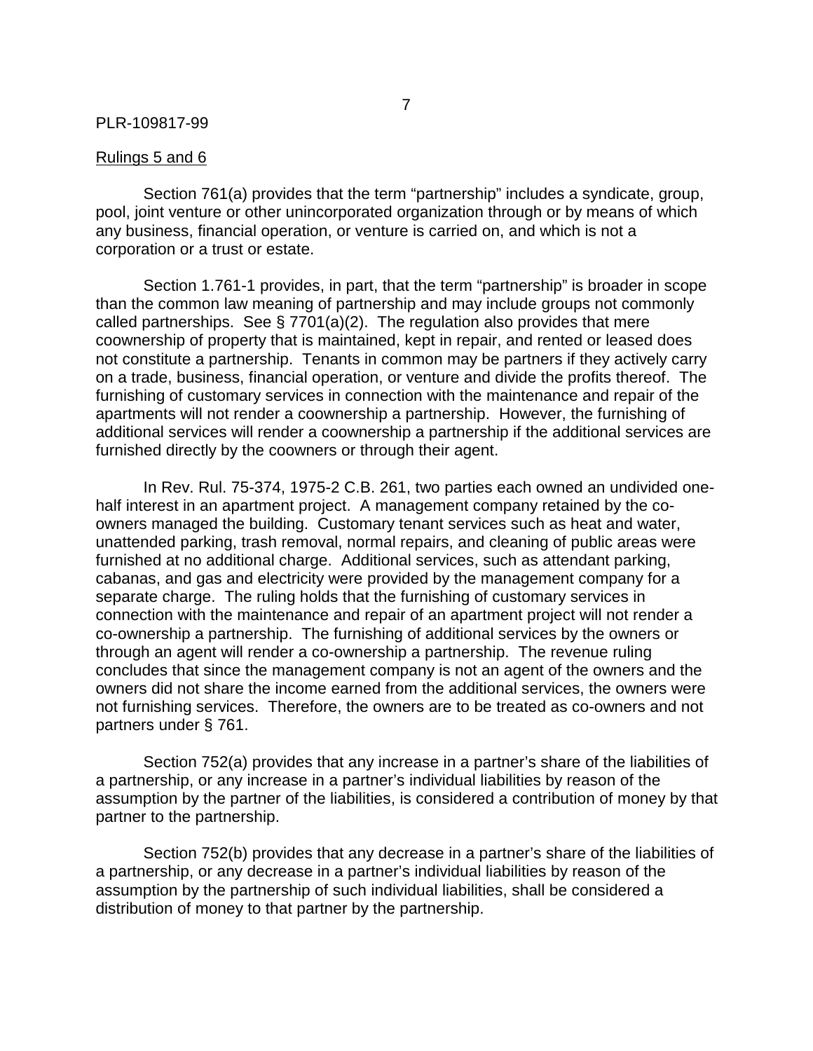Rulings 5 and 6

Section 761(a) provides that the term “partnership” includes a syndicate, group, pool, joint venture or other unincorporated organization through or by means of which any business, financial operation, or venture is carried on, and which is not a corporation or a trust or estate.

Section 1.761-1 provides, in part, that the term “partnership” is broader in scope than the common law meaning of partnership and may include groups not commonly called partnerships. See § 7701(a)(2). The regulation also provides that mere coownership of property that is maintained, kept in repair, and rented or leased does not constitute a partnership. Tenants in common may be partners if they actively carry on a trade, business, financial operation, or venture and divide the profits thereof. The furnishing of customary services in connection with the maintenance and repair of the apartments will not render a coownership a partnership. However, the furnishing of additional services will render a coownership a partnership if the additional services are furnished directly by the coowners or through their agent.

In Rev. Rul. 75-374, 1975-2 C.B. 261, two parties each owned an undivided one-half interest in an apartment project. A management company retained by the co-owners managed the building. Customary tenant services such as heat and water, unattended parking, trash removal, normal repairs, and cleaning of public areas were furnished at no additional charge. Additional services, such as attendant parking, cabanas, and gas and electricity were provided by the management company for a separate charge. The ruling holds that the furnishing of customary services in connection with the maintenance and repair of an apartment project will not render a co-ownership a partnership. The furnishing of additional services by the owners or through an agent will render a co-ownership a partnership. The revenue ruling concludes that since the management company is not an agent of the owners and the owners did not share the income earned from the additional services, the owners were not furnishing services. Therefore, the owners are to be treated as co-owners and not partners under § 761.

Section 752(a) provides that any increase in a partner’s share of the liabilities of a partnership, or any increase in a partner’s individual liabilities by reason of the assumption by the partner of the liabilities, is considered a contribution of money by that partner to the partnership.

Section 752(b) provides that any decrease in a partner’s share of the liabilities of a partnership, or any decrease in a partner’s individual liabilities by reason of the assumption by the partnership of such individual liabilities, shall be considered a distribution of money to that partner by the partnership.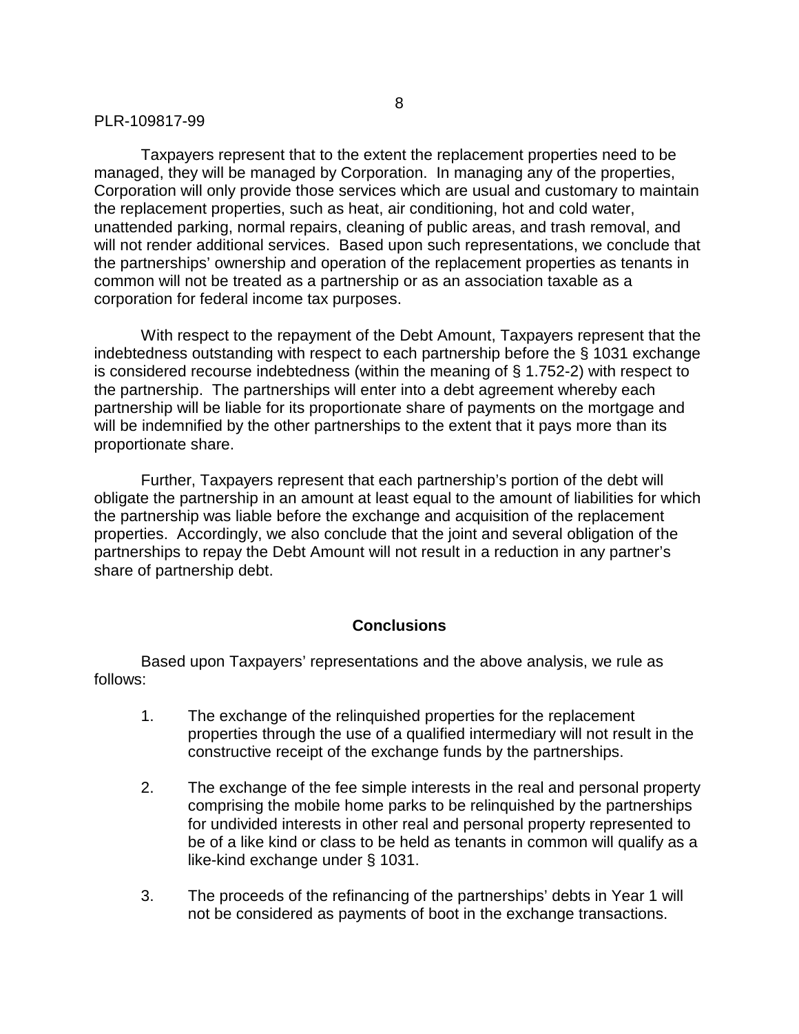Taxpayers represent that to the extent the replacement properties need to be managed, they will be managed by Corporation. In managing any of the properties, Corporation will only provide those services which are usual and customary to maintain the replacement properties, such as heat, air conditioning, hot and cold water, unattended parking, normal repairs, cleaning of public areas, and trash removal, and will not render additional services. Based upon such representations, we conclude that the partnerships' ownership and operation of the replacement properties as tenants in common will not be treated as a partnership or as an association taxable as a corporation for federal income tax purposes.

With respect to the repayment of the Debt Amount, Taxpayers represent that the indebtedness outstanding with respect to each partnership before the § 1031 exchange is considered recourse indebtedness (within the meaning of § 1.752-2) with respect to the partnership. The partnerships will enter into a debt agreement whereby each partnership will be liable for its proportionate share of payments on the mortgage and will be indemnified by the other partnerships to the extent that it pays more than its proportionate share.

Further, Taxpayers represent that each partnership's portion of the debt will obligate the partnership in an amount at least equal to the amount of liabilities for which the partnership was liable before the exchange and acquisition of the replacement properties. Accordingly, we also conclude that the joint and several obligation of the partnerships to repay the Debt Amount will not result in a reduction in any partner's share of partnership debt.

## Conclusions

Based upon Taxpayers' representations and the above analysis, we rule as follows:

1. The exchange of the relinquished properties for the replacement properties through the use of a qualified intermediary will not result in the constructive receipt of the exchange funds by the partnerships.

2. The exchange of the fee simple interests in the real and personal property comprising the mobile home parks to be relinquished by the partnerships for undivided interests in other real and personal property represented to be of a like kind or class to be held as tenants in common will qualify as a like-kind exchange under § 1031.

3. The proceeds of the refinancing of the partnerships' debts in Year 1 will not be considered as payments of boot in the exchange transactions.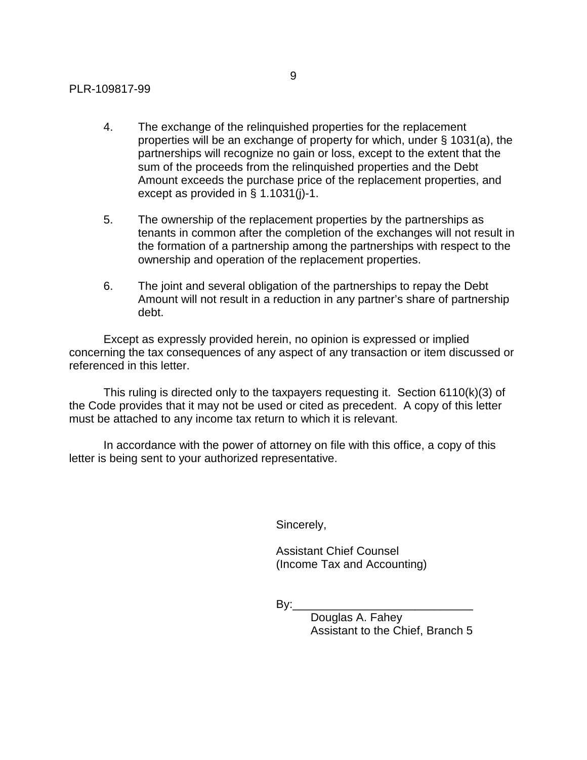4. The exchange of the relinquished properties for the replacement properties will be an exchange of property for which, under § 1031(a), the partnerships will recognize no gain or loss, except to the extent that the sum of the proceeds from the relinquished properties and the Debt Amount exceeds the purchase price of the replacement properties, and except as provided in § 1.1031(j)-1.

5. The ownership of the replacement properties by the partnerships as tenants in common after the completion of the exchanges will not result in the formation of a partnership among the partnerships with respect to the ownership and operation of the replacement properties.

6. The joint and several obligation of the partnerships to repay the Debt Amount will not result in a reduction in any partner's share of partnership debt.

Except as expressly provided herein, no opinion is expressed or implied concerning the tax consequences of any aspect of any transaction or item discussed or referenced in this letter.

This ruling is directed only to the taxpayers requesting it. Section 6110(k)(3) of the Code provides that it may not be used or cited as precedent. A copy of this letter must be attached to any income tax return to which it is relevant.

In accordance with the power of attorney on file with this office, a copy of this letter is being sent to your authorized representative.

Sincerely,

Assistant Chief Counsel
(Income Tax and Accounting)

By:____________________________
Douglas A. Fahey
Assistant to the Chief, Branch 5